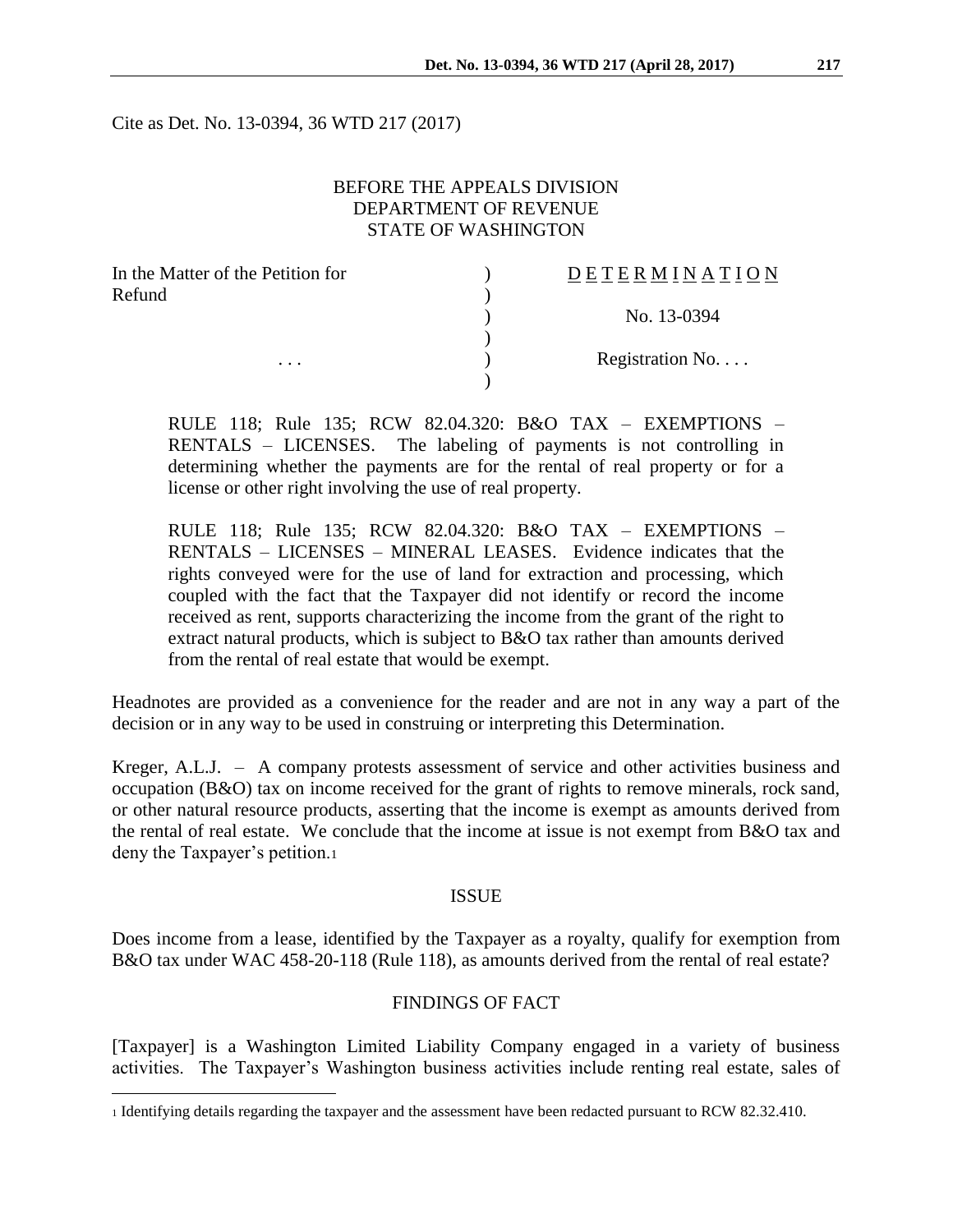Cite as Det. No. 13-0394, 36 WTD 217 (2017)

BEFORE THE APPEALS DIVISION
DEPARTMENT OF REVENUE
STATE OF WASHINGTON

| | | |
|---|---|---|
| In the Matter of the Petition for Refund | ) | D E T E R M I N A T I O N |
| | ) | No. 13-0394 |
| . . . | ) | Registration No. . . . |

RULE 118; Rule 135; RCW 82.04.320: B&O TAX – EXEMPTIONS – RENTALS – LICENSES. The labeling of payments is not controlling in determining whether the payments are for the rental of real property or for a license or other right involving the use of real property.

RULE 118; Rule 135; RCW 82.04.320: B&O TAX – EXEMPTIONS – RENTALS – LICENSES – MINERAL LEASES. Evidence indicates that the rights conveyed were for the use of land for extraction and processing, which coupled with the fact that the Taxpayer did not identify or record the income received as rent, supports characterizing the income from the grant of the right to extract natural products, which is subject to B&O tax rather than amounts derived from the rental of real estate that would be exempt.

Headnotes are provided as a convenience for the reader and are not in any way a part of the decision or in any way to be used in construing or interpreting this Determination.

Kreger, A.L.J. – A company protests assessment of service and other activities business and occupation (B&O) tax on income received for the grant of rights to remove minerals, rock sand, or other natural resource products, asserting that the income is exempt as amounts derived from the rental of real estate. We conclude that the income at issue is not exempt from B&O tax and deny the Taxpayer's petition.[1]

## ISSUE

Does income from a lease, identified by the Taxpayer as a royalty, qualify for exemption from B&O tax under WAC 458-20-118 (Rule 118), as amounts derived from the rental of real estate?

## FINDINGS OF FACT

[Taxpayer] is a Washington Limited Liability Company engaged in a variety of business activities. The Taxpayer's Washington business activities include renting real estate, sales of

[1] Identifying details regarding the taxpayer and the assessment have been redacted pursuant to RCW 82.32.410.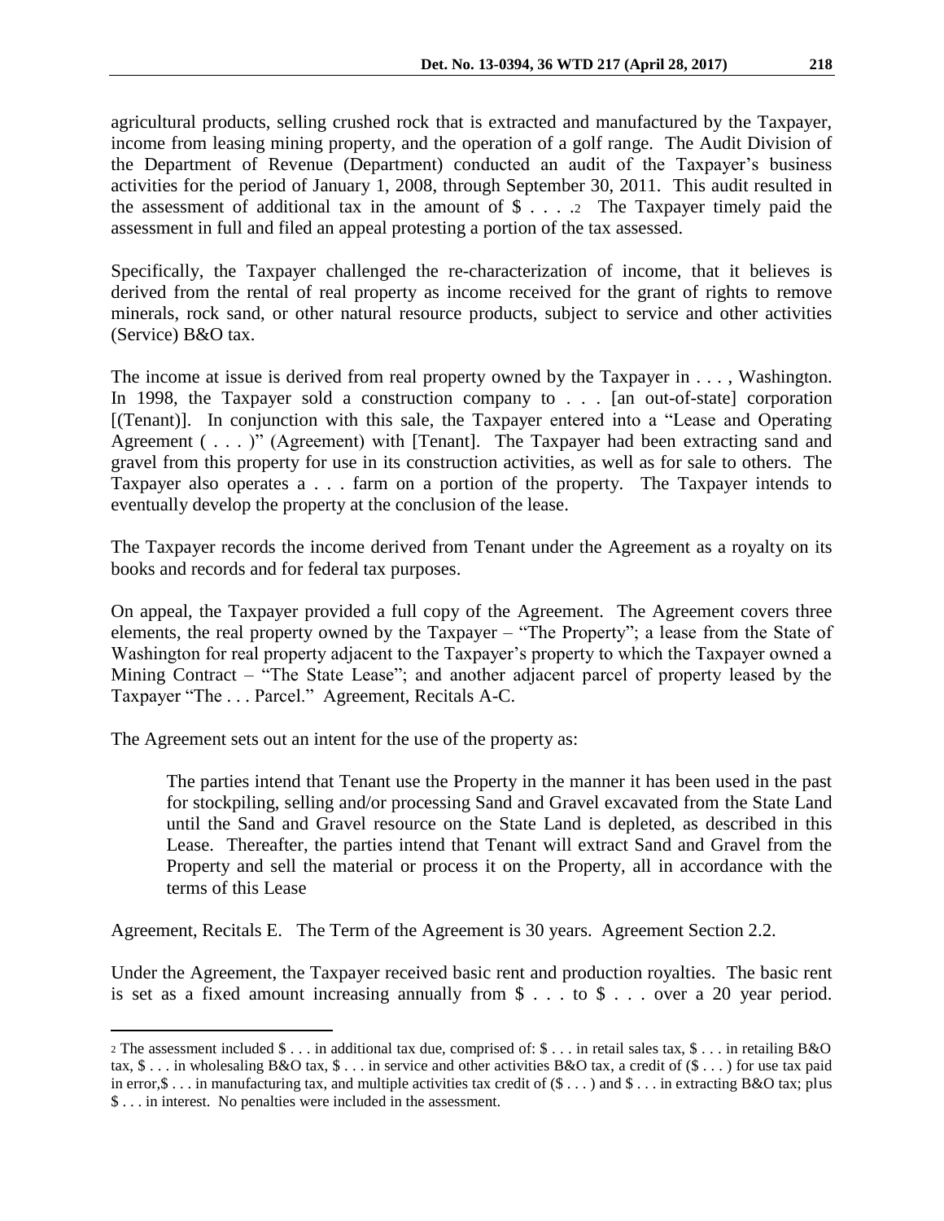agricultural products, selling crushed rock that is extracted and manufactured by the Taxpayer, income from leasing mining property, and the operation of a golf range. The Audit Division of the Department of Revenue (Department) conducted an audit of the Taxpayer's business activities for the period of January 1, 2008, through September 30, 2011. This audit resulted in the assessment of additional tax in the amount of $ . . . .[2] The Taxpayer timely paid the assessment in full and filed an appeal protesting a portion of the tax assessed.

Specifically, the Taxpayer challenged the re-characterization of income, that it believes is derived from the rental of real property as income received for the grant of rights to remove minerals, rock sand, or other natural resource products, subject to service and other activities (Service) B&O tax.

The income at issue is derived from real property owned by the Taxpayer in . . . , Washington. In 1998, the Taxpayer sold a construction company to . . . [an out-of-state] corporation [(Tenant)]. In conjunction with this sale, the Taxpayer entered into a "Lease and Operating Agreement ( . . . )" (Agreement) with [Tenant]. The Taxpayer had been extracting sand and gravel from this property for use in its construction activities, as well as for sale to others. The Taxpayer also operates a . . . farm on a portion of the property. The Taxpayer intends to eventually develop the property at the conclusion of the lease.

The Taxpayer records the income derived from Tenant under the Agreement as a royalty on its books and records and for federal tax purposes.

On appeal, the Taxpayer provided a full copy of the Agreement. The Agreement covers three elements, the real property owned by the Taxpayer – "The Property"; a lease from the State of Washington for real property adjacent to the Taxpayer's property to which the Taxpayer owned a Mining Contract – "The State Lease"; and another adjacent parcel of property leased by the Taxpayer "The . . . Parcel." Agreement, Recitals A-C.

The Agreement sets out an intent for the use of the property as:

> The parties intend that Tenant use the Property in the manner it has been used in the past for stockpiling, selling and/or processing Sand and Gravel excavated from the State Land until the Sand and Gravel resource on the State Land is depleted, as described in this Lease. Thereafter, the parties intend that Tenant will extract Sand and Gravel from the Property and sell the material or process it on the Property, all in accordance with the terms of this Lease

Agreement, Recitals E. The Term of the Agreement is 30 years. Agreement Section 2.2.

Under the Agreement, the Taxpayer received basic rent and production royalties. The basic rent is set as a fixed amount increasing annually from $ . . . to $ . . . over a 20 year period.

---

[2] The assessment included $ . . . in additional tax due, comprised of: $ . . . in retail sales tax, $ . . . in retailing B&O tax, $ . . . in wholesaling B&O tax, $ . . . in service and other activities B&O tax, a credit of ($ . . . ) for use tax paid in error,$ . . . in manufacturing tax, and multiple activities tax credit of ($ . . . ) and $ . . . in extracting B&O tax; plus $ . . . in interest. No penalties were included in the assessment.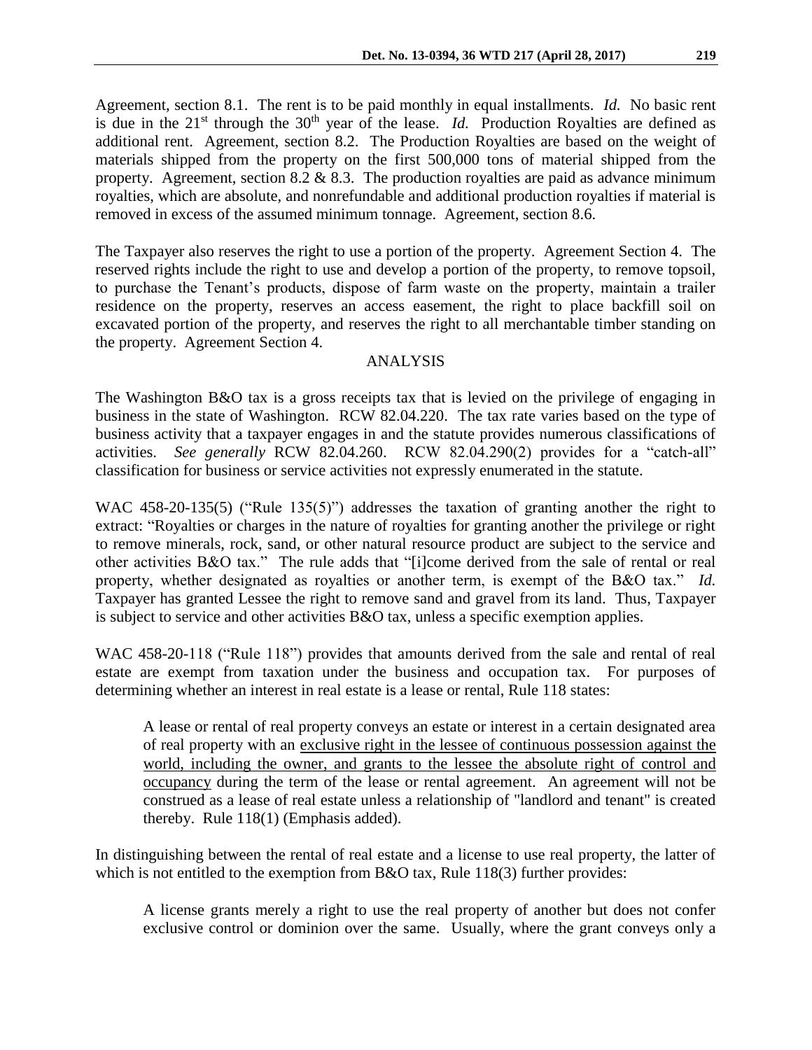Agreement, section 8.1. The rent is to be paid monthly in equal installments. *Id.* No basic rent is due in the 21st through the 30th year of the lease. *Id.* Production Royalties are defined as additional rent. Agreement, section 8.2. The Production Royalties are based on the weight of materials shipped from the property on the first 500,000 tons of material shipped from the property. Agreement, section 8.2 & 8.3. The production royalties are paid as advance minimum royalties, which are absolute, and nonrefundable and additional production royalties if material is removed in excess of the assumed minimum tonnage. Agreement, section 8.6.

The Taxpayer also reserves the right to use a portion of the property. Agreement Section 4. The reserved rights include the right to use and develop a portion of the property, to remove topsoil, to purchase the Tenant's products, dispose of farm waste on the property, maintain a trailer residence on the property, reserves an access easement, the right to place backfill soil on excavated portion of the property, and reserves the right to all merchantable timber standing on the property. Agreement Section 4.

## ANALYSIS

The Washington B&O tax is a gross receipts tax that is levied on the privilege of engaging in business in the state of Washington. RCW 82.04.220. The tax rate varies based on the type of business activity that a taxpayer engages in and the statute provides numerous classifications of activities. *See generally* RCW 82.04.260. RCW 82.04.290(2) provides for a "catch-all" classification for business or service activities not expressly enumerated in the statute.

WAC 458-20-135(5) ("Rule 135(5)") addresses the taxation of granting another the right to extract: "Royalties or charges in the nature of royalties for granting another the privilege or right to remove minerals, rock, sand, or other natural resource product are subject to the service and other activities B&O tax." The rule adds that "[i]come derived from the sale of rental or real property, whether designated as royalties or another term, is exempt of the B&O tax." *Id.* Taxpayer has granted Lessee the right to remove sand and gravel from its land. Thus, Taxpayer is subject to service and other activities B&O tax, unless a specific exemption applies.

WAC 458-20-118 ("Rule 118") provides that amounts derived from the sale and rental of real estate are exempt from taxation under the business and occupation tax. For purposes of determining whether an interest in real estate is a lease or rental, Rule 118 states:

> A lease or rental of real property conveys an estate or interest in a certain designated area of real property with an exclusive right in the lessee of continuous possession against the world, including the owner, and grants to the lessee the absolute right of control and occupancy during the term of the lease or rental agreement. An agreement will not be construed as a lease of real estate unless a relationship of "landlord and tenant" is created thereby. Rule 118(1) (Emphasis added).

In distinguishing between the rental of real estate and a license to use real property, the latter of which is not entitled to the exemption from B&O tax, Rule 118(3) further provides:

> A license grants merely a right to use the real property of another but does not confer exclusive control or dominion over the same. Usually, where the grant conveys only a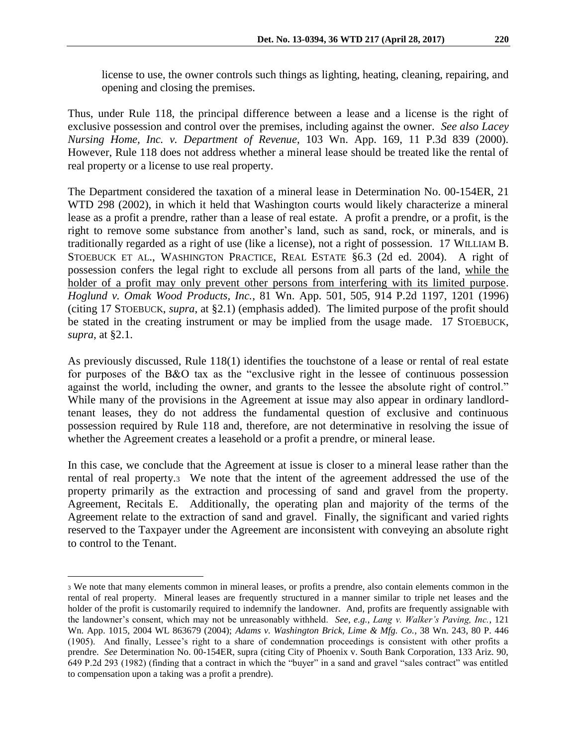license to use, the owner controls such things as lighting, heating, cleaning, repairing, and opening and closing the premises.

Thus, under Rule 118, the principal difference between a lease and a license is the right of exclusive possession and control over the premises, including against the owner. *See also Lacey Nursing Home, Inc. v. Department of Revenue*, 103 Wn. App. 169, 11 P.3d 839 (2000). However, Rule 118 does not address whether a mineral lease should be treated like the rental of real property or a license to use real property.

The Department considered the taxation of a mineral lease in Determination No. 00-154ER, 21 WTD 298 (2002), in which it held that Washington courts would likely characterize a mineral lease as a profit a prendre, rather than a lease of real estate. A profit a prendre, or a profit, is the right to remove some substance from another's land, such as sand, rock, or minerals, and is traditionally regarded as a right of use (like a license), not a right of possession. 17 WILLIAM B. STOEBUCK ET AL., WASHINGTON PRACTICE, REAL ESTATE §6.3 (2d ed. 2004). A right of possession confers the legal right to exclude all persons from all parts of the land, <u>while the holder of a profit may only prevent other persons from interfering with its limited purpose</u>. *Hoglund v. Omak Wood Products, Inc.*, 81 Wn. App. 501, 505, 914 P.2d 1197, 1201 (1996) (citing 17 STOEBUCK, *supra*, at §2.1) (emphasis added). The limited purpose of the profit should be stated in the creating instrument or may be implied from the usage made. 17 STOEBUCK, *supra*, at §2.1.

As previously discussed, Rule 118(1) identifies the touchstone of a lease or rental of real estate for purposes of the B&O tax as the "exclusive right in the lessee of continuous possession against the world, including the owner, and grants to the lessee the absolute right of control." While many of the provisions in the Agreement at issue may also appear in ordinary landlord-tenant leases, they do not address the fundamental question of exclusive and continuous possession required by Rule 118 and, therefore, are not determinative in resolving the issue of whether the Agreement creates a leasehold or a profit a prendre, or mineral lease.

In this case, we conclude that the Agreement at issue is closer to a mineral lease rather than the rental of real property.[3] We note that the intent of the agreement addressed the use of the property primarily as the extraction and processing of sand and gravel from the property. Agreement, Recitals E. Additionally, the operating plan and majority of the terms of the Agreement relate to the extraction of sand and gravel. Finally, the significant and varied rights reserved to the Taxpayer under the Agreement are inconsistent with conveying an absolute right to control to the Tenant.

---

[3] We note that many elements common in mineral leases, or profits a prendre, also contain elements common in the rental of real property. Mineral leases are frequently structured in a manner similar to triple net leases and the holder of the profit is customarily required to indemnify the landowner. And, profits are frequently assignable with the landowner's consent, which may not be unreasonably withheld. *See, e.g.*, *Lang v. Walker's Paving, Inc.*, 121 Wn. App. 1015, 2004 WL 863679 (2004); *Adams v. Washington Brick, Lime & Mfg. Co.*, 38 Wn. 243, 80 P. 446 (1905). And finally, Lessee's right to a share of condemnation proceedings is consistent with other profits a prendre. *See* Determination No. 00-154ER, supra (citing City of Phoenix v. South Bank Corporation, 133 Ariz. 90, 649 P.2d 293 (1982) (finding that a contract in which the "buyer" in a sand and gravel "sales contract" was entitled to compensation upon a taking was a profit a prendre).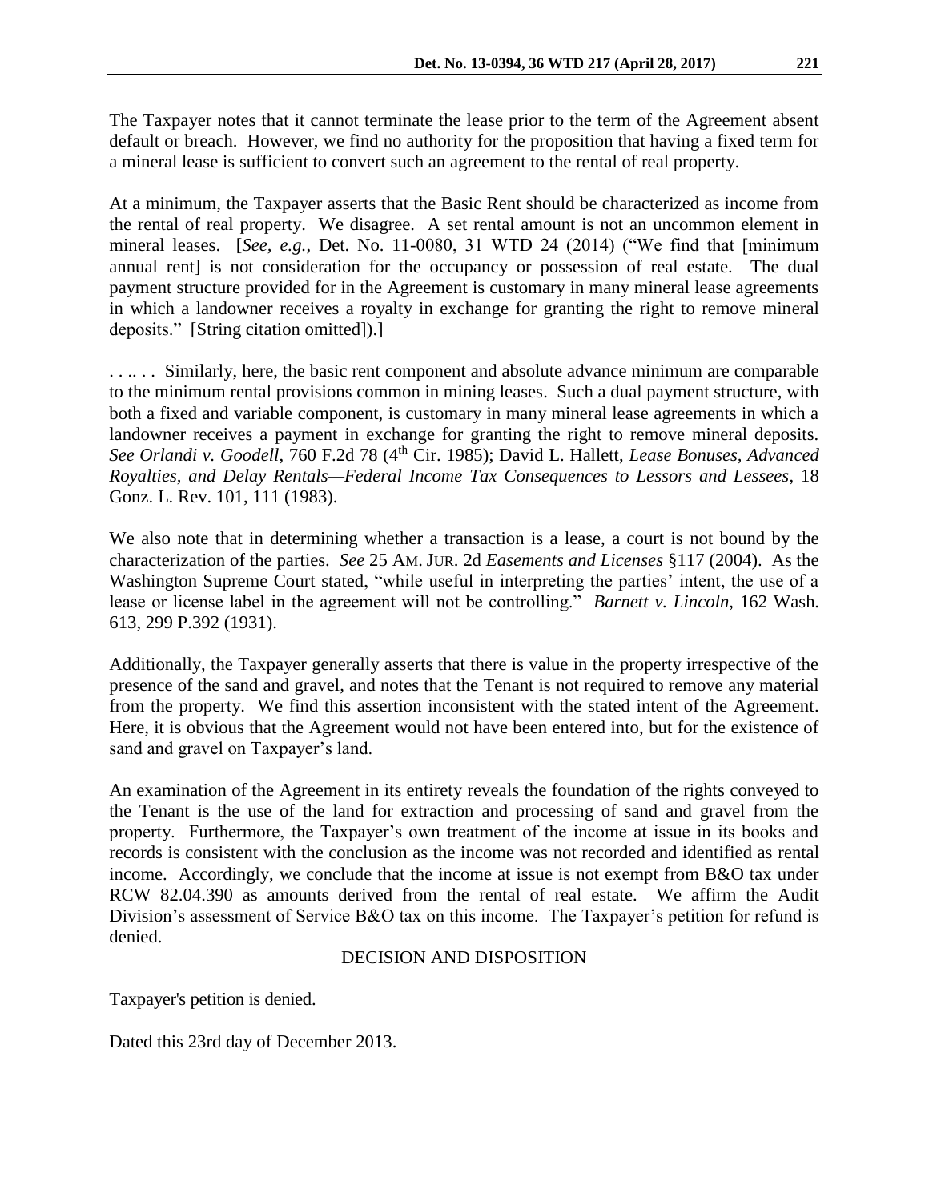The Taxpayer notes that it cannot terminate the lease prior to the term of the Agreement absent default or breach. However, we find no authority for the proposition that having a fixed term for a mineral lease is sufficient to convert such an agreement to the rental of real property.

At a minimum, the Taxpayer asserts that the Basic Rent should be characterized as income from the rental of real property. We disagree. A set rental amount is not an uncommon element in mineral leases. [*See, e.g.*, Det. No. 11-0080, 31 WTD 24 (2014) ("We find that [minimum annual rent] is not consideration for the occupancy or possession of real estate. The dual payment structure provided for in the Agreement is customary in many mineral lease agreements in which a landowner receives a royalty in exchange for granting the right to remove mineral deposits." [String citation omitted]).]

. . .. . . Similarly, here, the basic rent component and absolute advance minimum are comparable to the minimum rental provisions common in mining leases. Such a dual payment structure, with both a fixed and variable component, is customary in many mineral lease agreements in which a landowner receives a payment in exchange for granting the right to remove mineral deposits. *See Orlandi v. Goodell*, 760 F.2d 78 (4th Cir. 1985); David L. Hallett, *Lease Bonuses, Advanced Royalties, and Delay Rentals—Federal Income Tax Consequences to Lessors and Lessees*, 18 Gonz. L. Rev. 101, 111 (1983).

We also note that in determining whether a transaction is a lease, a court is not bound by the characterization of the parties. *See* 25 AM. JUR. 2d *Easements and Licenses* §117 (2004). As the Washington Supreme Court stated, "while useful in interpreting the parties' intent, the use of a lease or license label in the agreement will not be controlling." *Barnett v. Lincoln*, 162 Wash. 613, 299 P.392 (1931).

Additionally, the Taxpayer generally asserts that there is value in the property irrespective of the presence of the sand and gravel, and notes that the Tenant is not required to remove any material from the property. We find this assertion inconsistent with the stated intent of the Agreement. Here, it is obvious that the Agreement would not have been entered into, but for the existence of sand and gravel on Taxpayer's land.

An examination of the Agreement in its entirety reveals the foundation of the rights conveyed to the Tenant is the use of the land for extraction and processing of sand and gravel from the property. Furthermore, the Taxpayer's own treatment of the income at issue in its books and records is consistent with the conclusion as the income was not recorded and identified as rental income. Accordingly, we conclude that the income at issue is not exempt from B&O tax under RCW 82.04.390 as amounts derived from the rental of real estate. We affirm the Audit Division's assessment of Service B&O tax on this income. The Taxpayer's petition for refund is denied.

## DECISION AND DISPOSITION

Taxpayer's petition is denied.

Dated this 23rd day of December 2013.